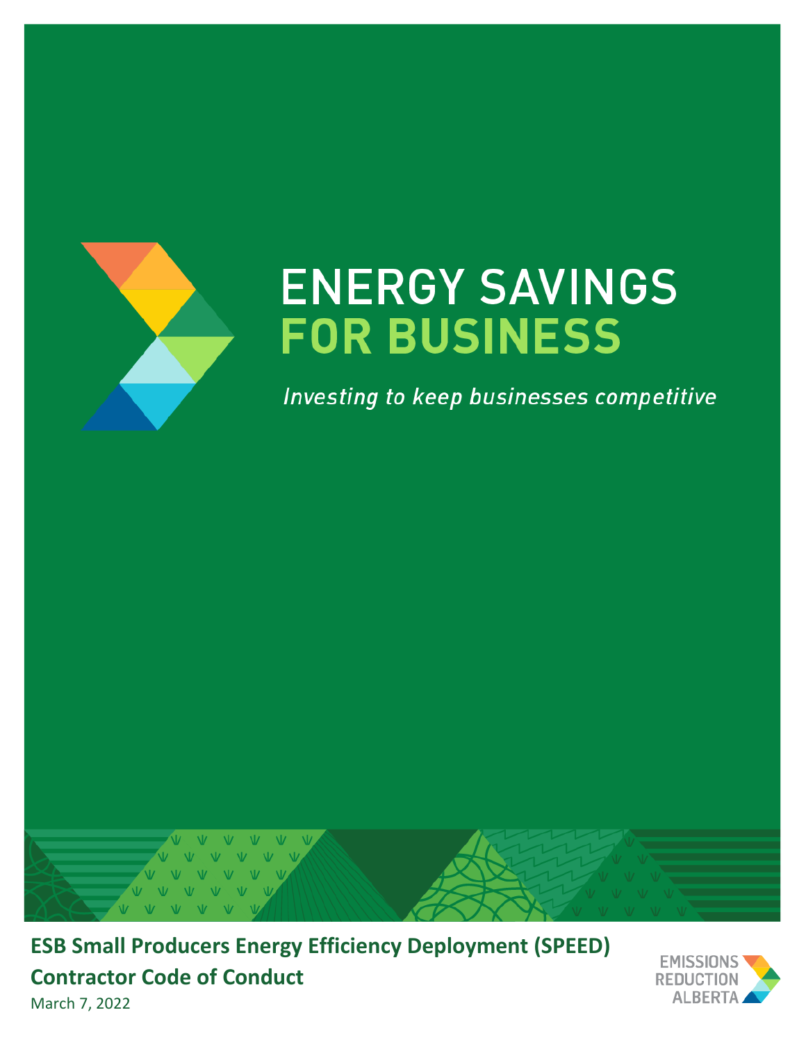# ENERGY SAVINGS FOR BUSINESS

*Investing to keep businesses competitive*

**ESB Small Producers Energy Efficiency Deployment (SPEED) Contractor Code of Conduct**

March 7, 2022

EMISSIONS REDUCTION ALBERTA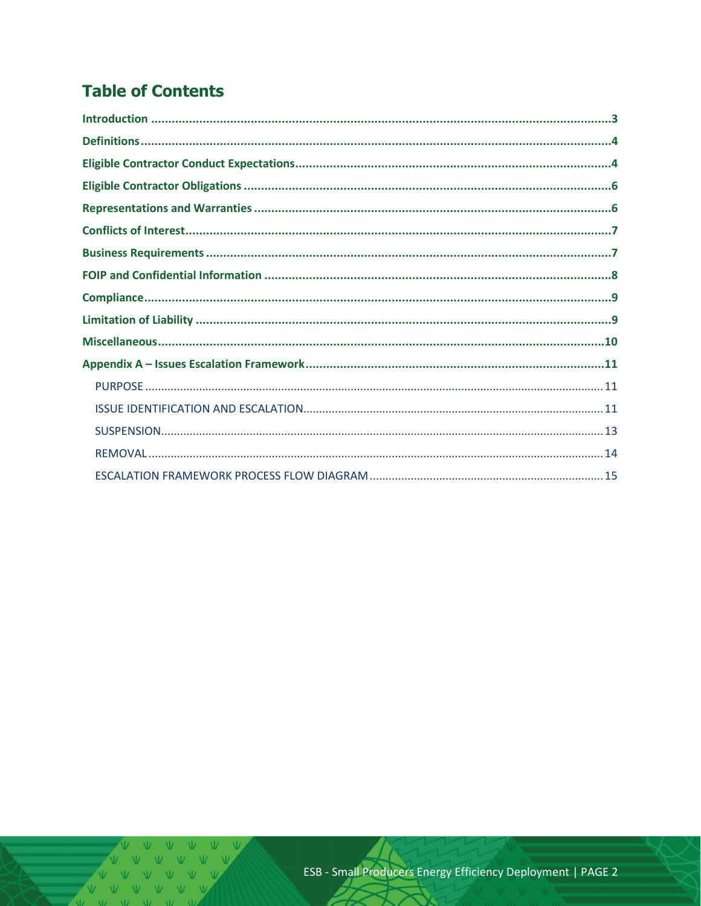## Table of Contents

- **Introduction** ........................................ 3
- **Definitions** ........................................ 4
- **Eligible Contractor Conduct Expectations** ........................................ 4
- **Eligible Contractor Obligations** ........................................ 6
- **Representations and Warranties** ........................................ 6
- **Conflicts of Interest** ........................................ 7
- **Business Requirements** ........................................ 7
- **FOIP and Confidential Information** ........................................ 8
- **Compliance** ........................................ 9
- **Limitation of Liability** ........................................ 9
- **Miscellaneous** ........................................ 10
- **Appendix A – Issues Escalation Framework** ........................................ 11
  - PURPOSE ........................................ 11
  - ISSUE IDENTIFICATION AND ESCALATION ........................................ 11
  - SUSPENSION ........................................ 13
  - REMOVAL ........................................ 14
  - ESCALATION FRAMEWORK PROCESS FLOW DIAGRAM ........................................ 15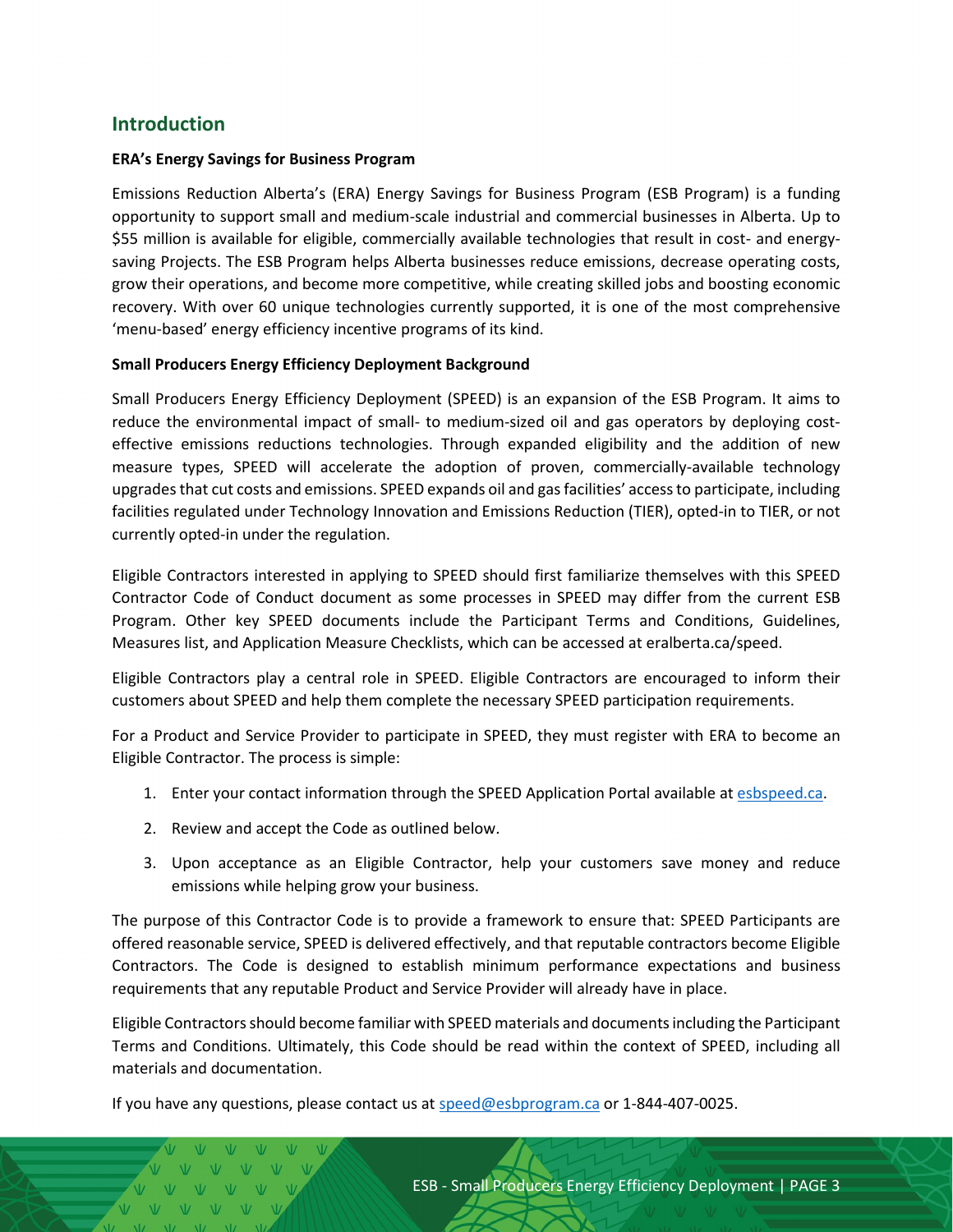## Introduction

**ERA's Energy Savings for Business Program**

Emissions Reduction Alberta's (ERA) Energy Savings for Business Program (ESB Program) is a funding opportunity to support small and medium-scale industrial and commercial businesses in Alberta. Up to $55 million is available for eligible, commercially available technologies that result in cost- and energy-saving Projects. The ESB Program helps Alberta businesses reduce emissions, decrease operating costs, grow their operations, and become more competitive, while creating skilled jobs and boosting economic recovery. With over 60 unique technologies currently supported, it is one of the most comprehensive 'menu-based' energy efficiency incentive programs of its kind.

**Small Producers Energy Efficiency Deployment Background**

Small Producers Energy Efficiency Deployment (SPEED) is an expansion of the ESB Program. It aims to reduce the environmental impact of small- to medium-sized oil and gas operators by deploying cost-effective emissions reductions technologies. Through expanded eligibility and the addition of new measure types, SPEED will accelerate the adoption of proven, commercially-available technology upgrades that cut costs and emissions. SPEED expands oil and gas facilities' access to participate, including facilities regulated under Technology Innovation and Emissions Reduction (TIER), opted-in to TIER, or not currently opted-in under the regulation.

Eligible Contractors interested in applying to SPEED should first familiarize themselves with this SPEED Contractor Code of Conduct document as some processes in SPEED may differ from the current ESB Program. Other key SPEED documents include the Participant Terms and Conditions, Guidelines, Measures list, and Application Measure Checklists, which can be accessed at eralberta.ca/speed.

Eligible Contractors play a central role in SPEED. Eligible Contractors are encouraged to inform their customers about SPEED and help them complete the necessary SPEED participation requirements.

For a Product and Service Provider to participate in SPEED, they must register with ERA to become an Eligible Contractor. The process is simple:

1. Enter your contact information through the SPEED Application Portal available at esbspeed.ca.
2. Review and accept the Code as outlined below.
3. Upon acceptance as an Eligible Contractor, help your customers save money and reduce emissions while helping grow your business.

The purpose of this Contractor Code is to provide a framework to ensure that: SPEED Participants are offered reasonable service, SPEED is delivered effectively, and that reputable contractors become Eligible Contractors. The Code is designed to establish minimum performance expectations and business requirements that any reputable Product and Service Provider will already have in place.

Eligible Contractors should become familiar with SPEED materials and documents including the Participant Terms and Conditions. Ultimately, this Code should be read within the context of SPEED, including all materials and documentation.

If you have any questions, please contact us at speed@esbprogram.ca or 1-844-407-0025.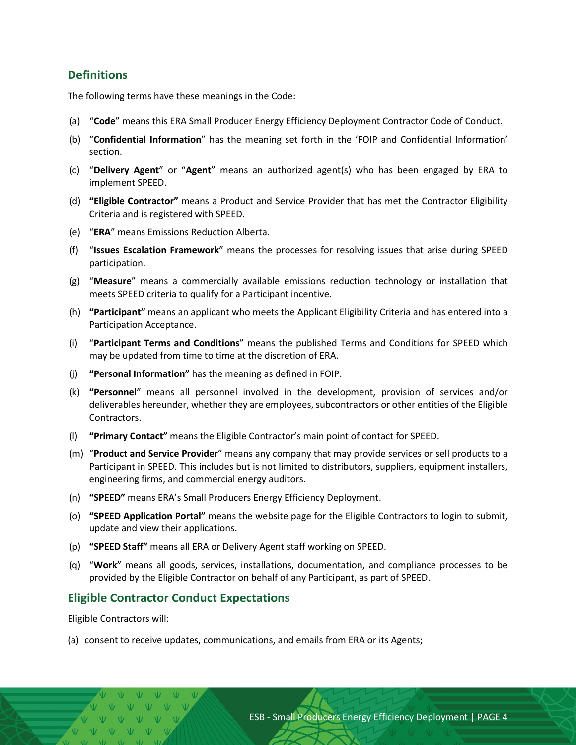## Definitions

The following terms have these meanings in the Code:

(a) "**Code**" means this ERA Small Producer Energy Efficiency Deployment Contractor Code of Conduct.

(b) "**Confidential Information**" has the meaning set forth in the 'FOIP and Confidential Information' section.

(c) "**Delivery Agent**" or "**Agent**" means an authorized agent(s) who has been engaged by ERA to implement SPEED.

(d) **"Eligible Contractor"** means a Product and Service Provider that has met the Contractor Eligibility Criteria and is registered with SPEED.

(e) "**ERA**" means Emissions Reduction Alberta.

(f) "**Issues Escalation Framework**" means the processes for resolving issues that arise during SPEED participation.

(g) "**Measure**" means a commercially available emissions reduction technology or installation that meets SPEED criteria to qualify for a Participant incentive.

(h) **"Participant"** means an applicant who meets the Applicant Eligibility Criteria and has entered into a Participation Acceptance.

(i) "**Participant Terms and Conditions**" means the published Terms and Conditions for SPEED which may be updated from time to time at the discretion of ERA.

(j) **"Personal Information"** has the meaning as defined in FOIP.

(k) **"Personnel**" means all personnel involved in the development, provision of services and/or deliverables hereunder, whether they are employees, subcontractors or other entities of the Eligible Contractors.

(l) **"Primary Contact"** means the Eligible Contractor's main point of contact for SPEED.

(m) "**Product and Service Provider**" means any company that may provide services or sell products to a Participant in SPEED. This includes but is not limited to distributors, suppliers, equipment installers, engineering firms, and commercial energy auditors.

(n) **"SPEED"** means ERA's Small Producers Energy Efficiency Deployment.

(o) **"SPEED Application Portal"** means the website page for the Eligible Contractors to login to submit, update and view their applications.

(p) **"SPEED Staff"** means all ERA or Delivery Agent staff working on SPEED.

(q) "**Work**" means all goods, services, installations, documentation, and compliance processes to be provided by the Eligible Contractor on behalf of any Participant, as part of SPEED.

## Eligible Contractor Conduct Expectations

Eligible Contractors will:

(a) consent to receive updates, communications, and emails from ERA or its Agents;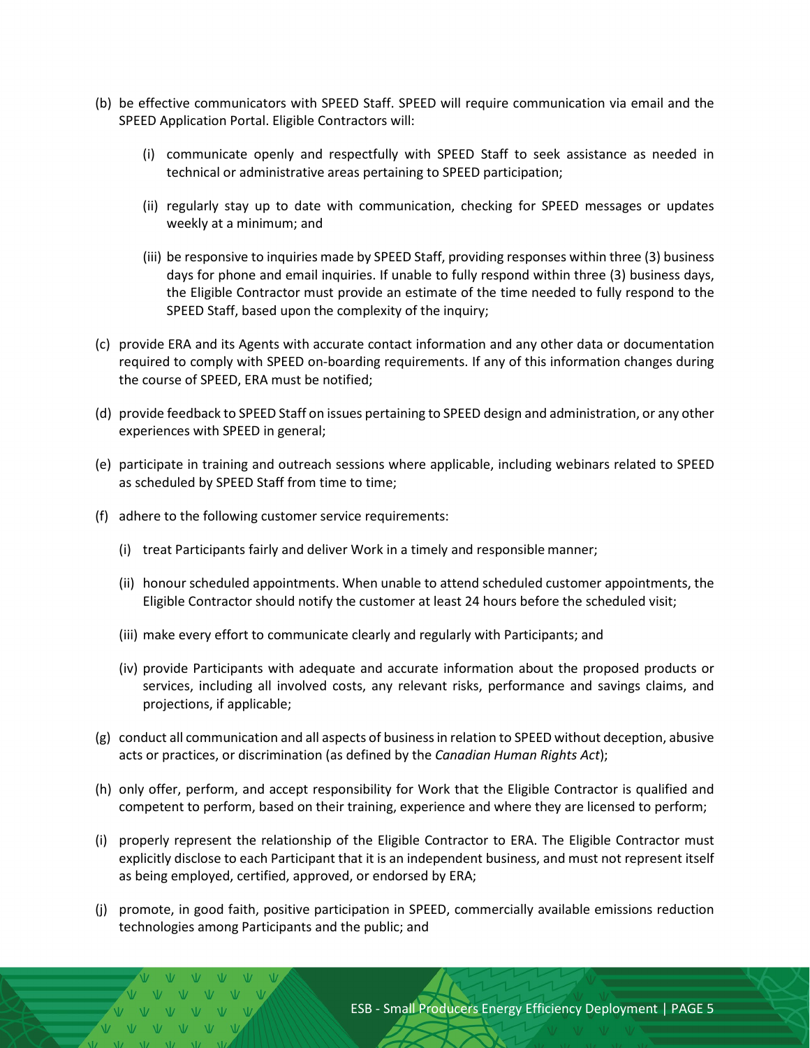(b) be effective communicators with SPEED Staff. SPEED will require communication via email and the SPEED Application Portal. Eligible Contractors will:

   (i) communicate openly and respectfully with SPEED Staff to seek assistance as needed in technical or administrative areas pertaining to SPEED participation;

   (ii) regularly stay up to date with communication, checking for SPEED messages or updates weekly at a minimum; and

   (iii) be responsive to inquiries made by SPEED Staff, providing responses within three (3) business days for phone and email inquiries. If unable to fully respond within three (3) business days, the Eligible Contractor must provide an estimate of the time needed to fully respond to the SPEED Staff, based upon the complexity of the inquiry;

(c) provide ERA and its Agents with accurate contact information and any other data or documentation required to comply with SPEED on-boarding requirements. If any of this information changes during the course of SPEED, ERA must be notified;

(d) provide feedback to SPEED Staff on issues pertaining to SPEED design and administration, or any other experiences with SPEED in general;

(e) participate in training and outreach sessions where applicable, including webinars related to SPEED as scheduled by SPEED Staff from time to time;

(f) adhere to the following customer service requirements:

   (i) treat Participants fairly and deliver Work in a timely and responsible manner;

   (ii) honour scheduled appointments. When unable to attend scheduled customer appointments, the Eligible Contractor should notify the customer at least 24 hours before the scheduled visit;

   (iii) make every effort to communicate clearly and regularly with Participants; and

   (iv) provide Participants with adequate and accurate information about the proposed products or services, including all involved costs, any relevant risks, performance and savings claims, and projections, if applicable;

(g) conduct all communication and all aspects of business in relation to SPEED without deception, abusive acts or practices, or discrimination (as defined by the *Canadian Human Rights Act*);

(h) only offer, perform, and accept responsibility for Work that the Eligible Contractor is qualified and competent to perform, based on their training, experience and where they are licensed to perform;

(i) properly represent the relationship of the Eligible Contractor to ERA. The Eligible Contractor must explicitly disclose to each Participant that it is an independent business, and must not represent itself as being employed, certified, approved, or endorsed by ERA;

(j) promote, in good faith, positive participation in SPEED, commercially available emissions reduction technologies among Participants and the public; and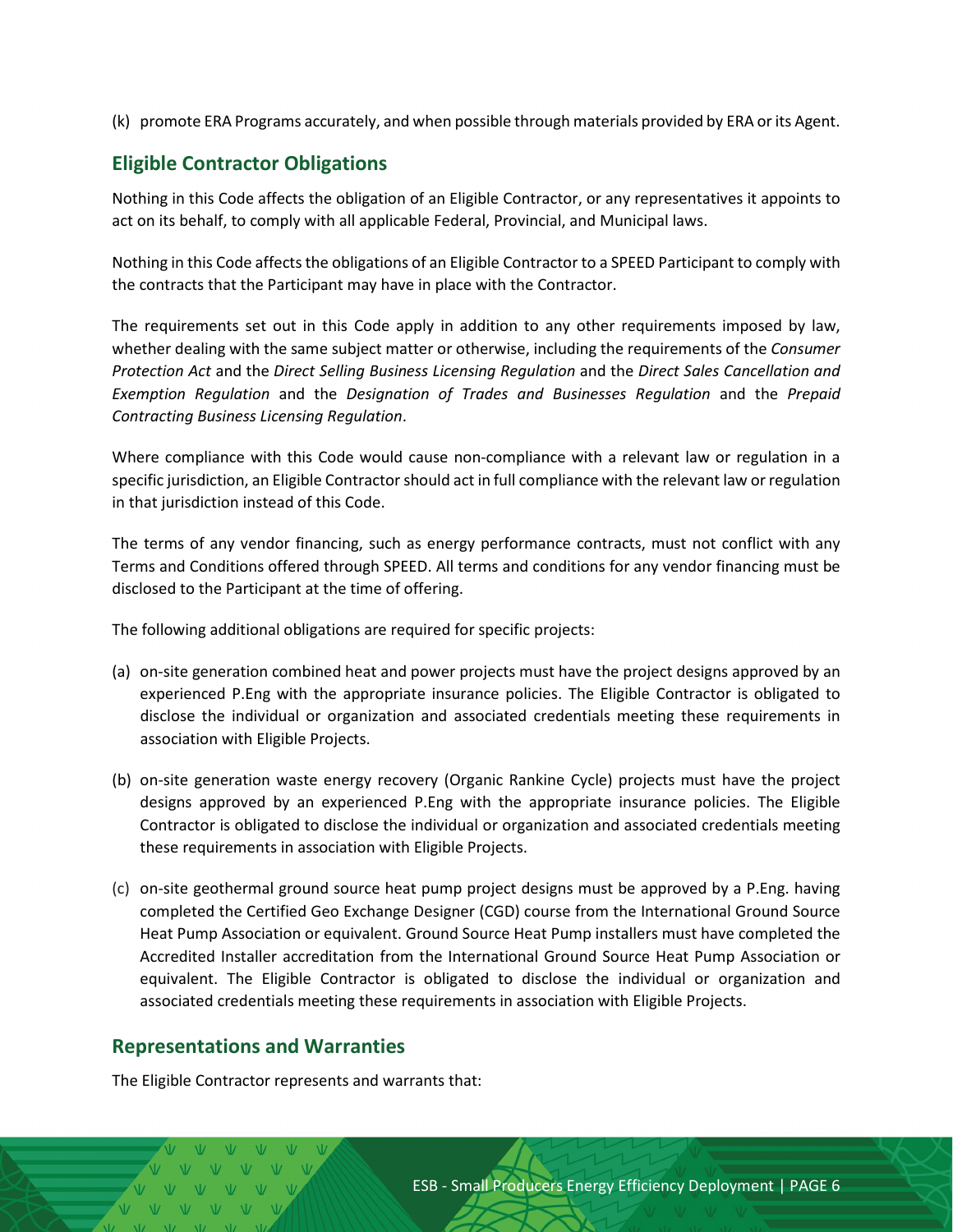(k) promote ERA Programs accurately, and when possible through materials provided by ERA or its Agent.

## Eligible Contractor Obligations

Nothing in this Code affects the obligation of an Eligible Contractor, or any representatives it appoints to act on its behalf, to comply with all applicable Federal, Provincial, and Municipal laws.

Nothing in this Code affects the obligations of an Eligible Contractor to a SPEED Participant to comply with the contracts that the Participant may have in place with the Contractor.

The requirements set out in this Code apply in addition to any other requirements imposed by law, whether dealing with the same subject matter or otherwise, including the requirements of the *Consumer Protection Act* and the *Direct Selling Business Licensing Regulation* and the *Direct Sales Cancellation and Exemption Regulation* and the *Designation of Trades and Businesses Regulation* and the *Prepaid Contracting Business Licensing Regulation*.

Where compliance with this Code would cause non-compliance with a relevant law or regulation in a specific jurisdiction, an Eligible Contractor should act in full compliance with the relevant law or regulation in that jurisdiction instead of this Code.

The terms of any vendor financing, such as energy performance contracts, must not conflict with any Terms and Conditions offered through SPEED. All terms and conditions for any vendor financing must be disclosed to the Participant at the time of offering.

The following additional obligations are required for specific projects:

(a) on-site generation combined heat and power projects must have the project designs approved by an experienced P.Eng with the appropriate insurance policies. The Eligible Contractor is obligated to disclose the individual or organization and associated credentials meeting these requirements in association with Eligible Projects.

(b) on-site generation waste energy recovery (Organic Rankine Cycle) projects must have the project designs approved by an experienced P.Eng with the appropriate insurance policies. The Eligible Contractor is obligated to disclose the individual or organization and associated credentials meeting these requirements in association with Eligible Projects.

(c) on-site geothermal ground source heat pump project designs must be approved by a P.Eng. having completed the Certified Geo Exchange Designer (CGD) course from the International Ground Source Heat Pump Association or equivalent. Ground Source Heat Pump installers must have completed the Accredited Installer accreditation from the International Ground Source Heat Pump Association or equivalent. The Eligible Contractor is obligated to disclose the individual or organization and associated credentials meeting these requirements in association with Eligible Projects.

## Representations and Warranties

The Eligible Contractor represents and warrants that: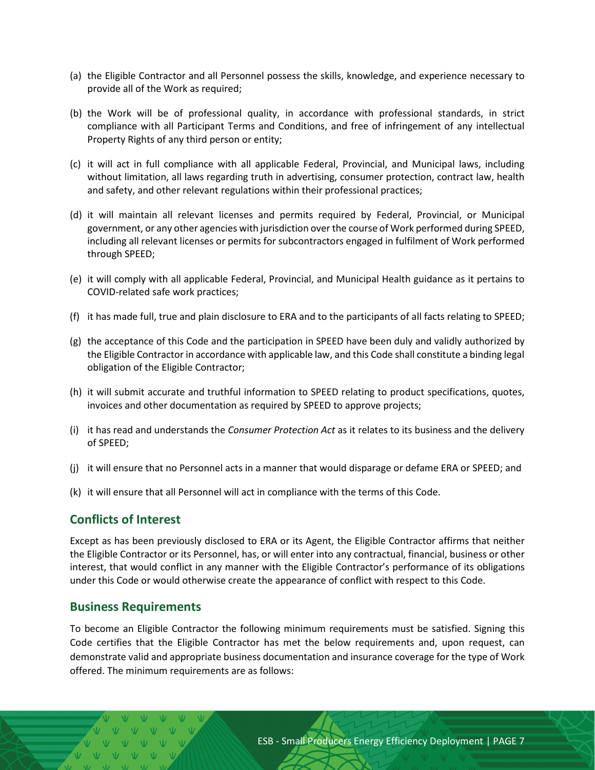(a) the Eligible Contractor and all Personnel possess the skills, knowledge, and experience necessary to provide all of the Work as required;

(b) the Work will be of professional quality, in accordance with professional standards, in strict compliance with all Participant Terms and Conditions, and free of infringement of any intellectual Property Rights of any third person or entity;

(c) it will act in full compliance with all applicable Federal, Provincial, and Municipal laws, including without limitation, all laws regarding truth in advertising, consumer protection, contract law, health and safety, and other relevant regulations within their professional practices;

(d) it will maintain all relevant licenses and permits required by Federal, Provincial, or Municipal government, or any other agencies with jurisdiction over the course of Work performed during SPEED, including all relevant licenses or permits for subcontractors engaged in fulfilment of Work performed through SPEED;

(e) it will comply with all applicable Federal, Provincial, and Municipal Health guidance as it pertains to COVID-related safe work practices;

(f) it has made full, true and plain disclosure to ERA and to the participants of all facts relating to SPEED;

(g) the acceptance of this Code and the participation in SPEED have been duly and validly authorized by the Eligible Contractor in accordance with applicable law, and this Code shall constitute a binding legal obligation of the Eligible Contractor;

(h) it will submit accurate and truthful information to SPEED relating to product specifications, quotes, invoices and other documentation as required by SPEED to approve projects;

(i) it has read and understands the *Consumer Protection Act* as it relates to its business and the delivery of SPEED;

(j) it will ensure that no Personnel acts in a manner that would disparage or defame ERA or SPEED; and

(k) it will ensure that all Personnel will act in compliance with the terms of this Code.

## Conflicts of Interest

Except as has been previously disclosed to ERA or its Agent, the Eligible Contractor affirms that neither the Eligible Contractor or its Personnel, has, or will enter into any contractual, financial, business or other interest, that would conflict in any manner with the Eligible Contractor's performance of its obligations under this Code or would otherwise create the appearance of conflict with respect to this Code.

## Business Requirements

To become an Eligible Contractor the following minimum requirements must be satisfied. Signing this Code certifies that the Eligible Contractor has met the below requirements and, upon request, can demonstrate valid and appropriate business documentation and insurance coverage for the type of Work offered. The minimum requirements are as follows: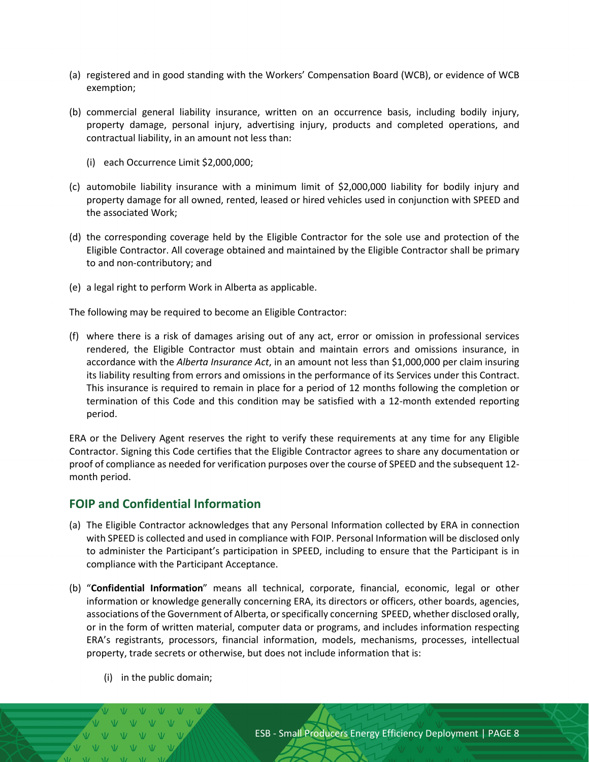(a) registered and in good standing with the Workers' Compensation Board (WCB), or evidence of WCB exemption;

(b) commercial general liability insurance, written on an occurrence basis, including bodily injury, property damage, personal injury, advertising injury, products and completed operations, and contractual liability, in an amount not less than:

   (i) each Occurrence Limit $2,000,000;

(c) automobile liability insurance with a minimum limit of $2,000,000 liability for bodily injury and property damage for all owned, rented, leased or hired vehicles used in conjunction with SPEED and the associated Work;

(d) the corresponding coverage held by the Eligible Contractor for the sole use and protection of the Eligible Contractor. All coverage obtained and maintained by the Eligible Contractor shall be primary to and non-contributory; and

(e) a legal right to perform Work in Alberta as applicable.

The following may be required to become an Eligible Contractor:

(f) where there is a risk of damages arising out of any act, error or omission in professional services rendered, the Eligible Contractor must obtain and maintain errors and omissions insurance, in accordance with the *Alberta Insurance Act*, in an amount not less than $1,000,000 per claim insuring its liability resulting from errors and omissions in the performance of its Services under this Contract. This insurance is required to remain in place for a period of 12 months following the completion or termination of this Code and this condition may be satisfied with a 12-month extended reporting period.

ERA or the Delivery Agent reserves the right to verify these requirements at any time for any Eligible Contractor. Signing this Code certifies that the Eligible Contractor agrees to share any documentation or proof of compliance as needed for verification purposes over the course of SPEED and the subsequent 12-month period.

## FOIP and Confidential Information

(a) The Eligible Contractor acknowledges that any Personal Information collected by ERA in connection with SPEED is collected and used in compliance with FOIP. Personal Information will be disclosed only to administer the Participant's participation in SPEED, including to ensure that the Participant is in compliance with the Participant Acceptance.

(b) "**Confidential Information**" means all technical, corporate, financial, economic, legal or other information or knowledge generally concerning ERA, its directors or officers, other boards, agencies, associations of the Government of Alberta, or specifically concerning SPEED, whether disclosed orally, or in the form of written material, computer data or programs, and includes information respecting ERA's registrants, processors, financial information, models, mechanisms, processes, intellectual property, trade secrets or otherwise, but does not include information that is:

   (i) in the public domain;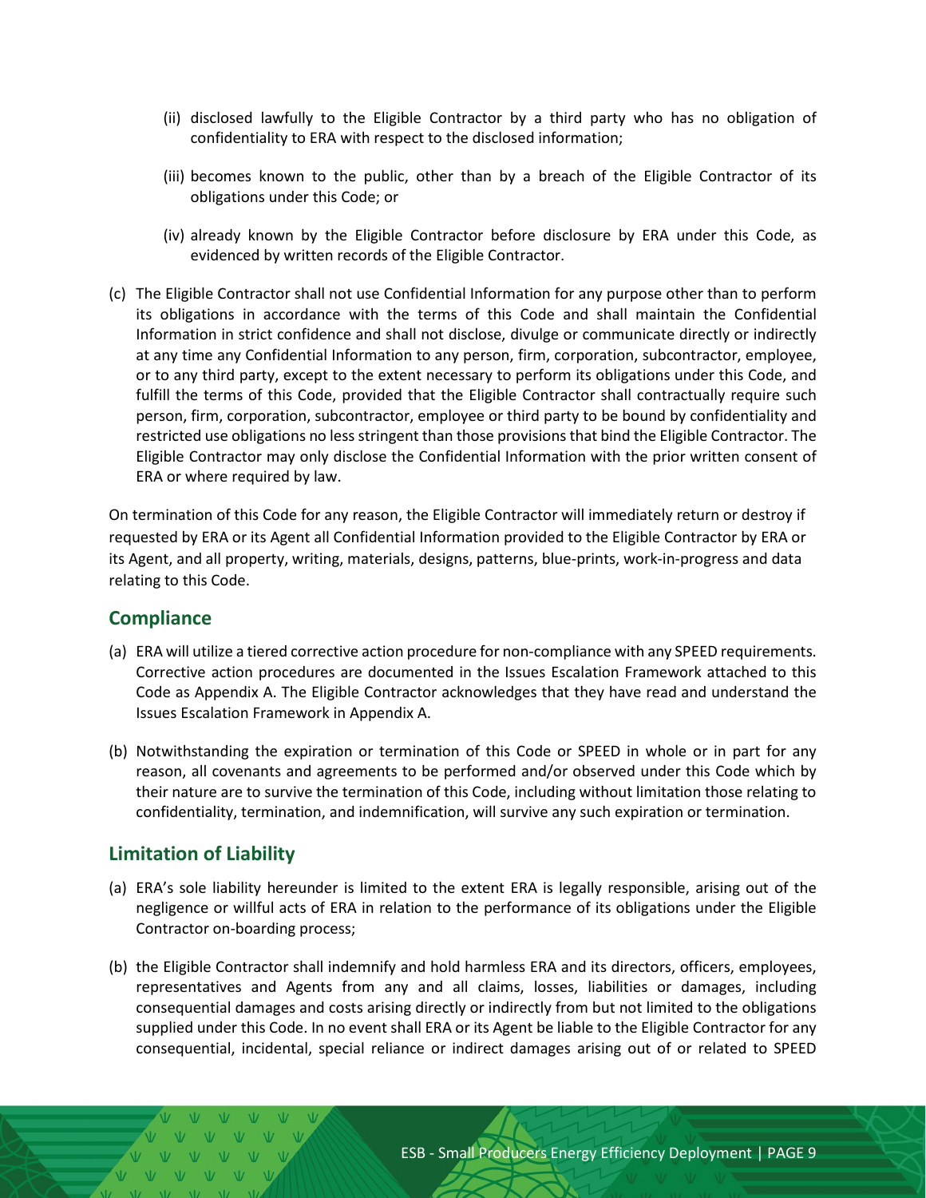(ii) disclosed lawfully to the Eligible Contractor by a third party who has no obligation of confidentiality to ERA with respect to the disclosed information;

(iii) becomes known to the public, other than by a breach of the Eligible Contractor of its obligations under this Code; or

(iv) already known by the Eligible Contractor before disclosure by ERA under this Code, as evidenced by written records of the Eligible Contractor.

(c) The Eligible Contractor shall not use Confidential Information for any purpose other than to perform its obligations in accordance with the terms of this Code and shall maintain the Confidential Information in strict confidence and shall not disclose, divulge or communicate directly or indirectly at any time any Confidential Information to any person, firm, corporation, subcontractor, employee, or to any third party, except to the extent necessary to perform its obligations under this Code, and fulfill the terms of this Code, provided that the Eligible Contractor shall contractually require such person, firm, corporation, subcontractor, employee or third party to be bound by confidentiality and restricted use obligations no less stringent than those provisions that bind the Eligible Contractor. The Eligible Contractor may only disclose the Confidential Information with the prior written consent of ERA or where required by law.

On termination of this Code for any reason, the Eligible Contractor will immediately return or destroy if requested by ERA or its Agent all Confidential Information provided to the Eligible Contractor by ERA or its Agent, and all property, writing, materials, designs, patterns, blue-prints, work-in-progress and data relating to this Code.

## Compliance

(a) ERA will utilize a tiered corrective action procedure for non-compliance with any SPEED requirements. Corrective action procedures are documented in the Issues Escalation Framework attached to this Code as Appendix A. The Eligible Contractor acknowledges that they have read and understand the Issues Escalation Framework in Appendix A.

(b) Notwithstanding the expiration or termination of this Code or SPEED in whole or in part for any reason, all covenants and agreements to be performed and/or observed under this Code which by their nature are to survive the termination of this Code, including without limitation those relating to confidentiality, termination, and indemnification, will survive any such expiration or termination.

## Limitation of Liability

(a) ERA's sole liability hereunder is limited to the extent ERA is legally responsible, arising out of the negligence or willful acts of ERA in relation to the performance of its obligations under the Eligible Contractor on-boarding process;

(b) the Eligible Contractor shall indemnify and hold harmless ERA and its directors, officers, employees, representatives and Agents from any and all claims, losses, liabilities or damages, including consequential damages and costs arising directly or indirectly from but not limited to the obligations supplied under this Code. In no event shall ERA or its Agent be liable to the Eligible Contractor for any consequential, incidental, special reliance or indirect damages arising out of or related to SPEED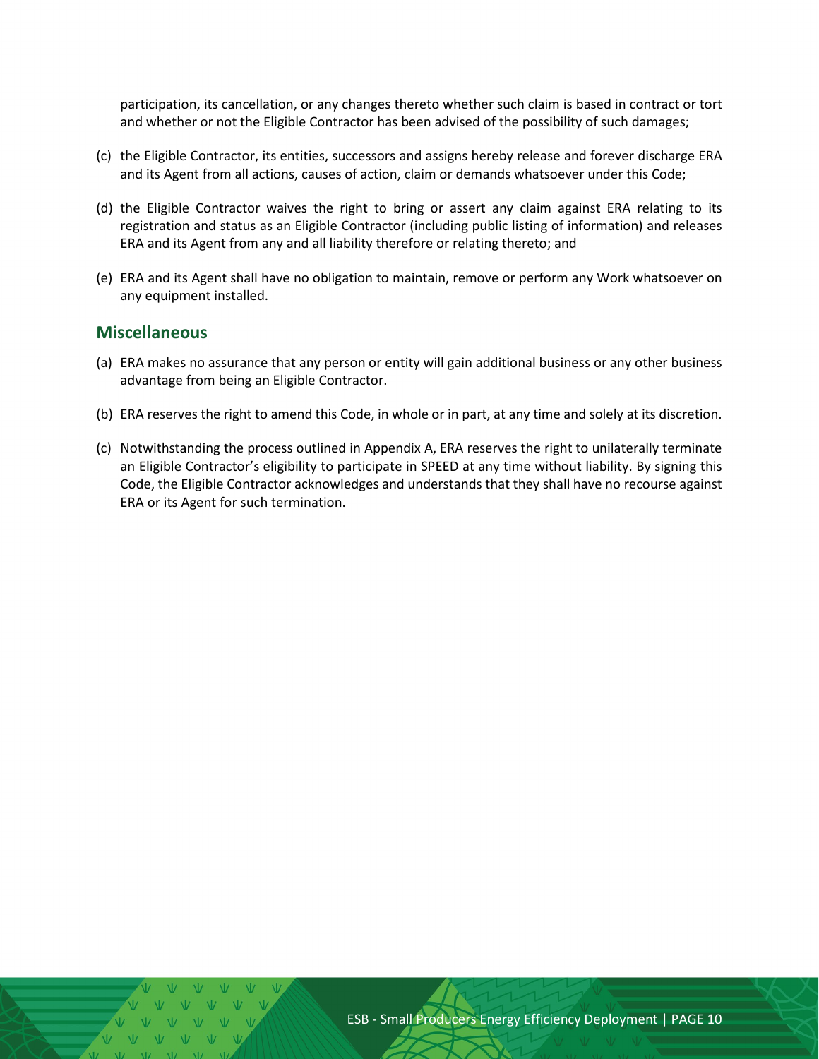participation, its cancellation, or any changes thereto whether such claim is based in contract or tort and whether or not the Eligible Contractor has been advised of the possibility of such damages;

(c) the Eligible Contractor, its entities, successors and assigns hereby release and forever discharge ERA and its Agent from all actions, causes of action, claim or demands whatsoever under this Code;

(d) the Eligible Contractor waives the right to bring or assert any claim against ERA relating to its registration and status as an Eligible Contractor (including public listing of information) and releases ERA and its Agent from any and all liability therefore or relating thereto; and

(e) ERA and its Agent shall have no obligation to maintain, remove or perform any Work whatsoever on any equipment installed.

## Miscellaneous

(a) ERA makes no assurance that any person or entity will gain additional business or any other business advantage from being an Eligible Contractor.

(b) ERA reserves the right to amend this Code, in whole or in part, at any time and solely at its discretion.

(c) Notwithstanding the process outlined in Appendix A, ERA reserves the right to unilaterally terminate an Eligible Contractor's eligibility to participate in SPEED at any time without liability. By signing this Code, the Eligible Contractor acknowledges and understands that they shall have no recourse against ERA or its Agent for such termination.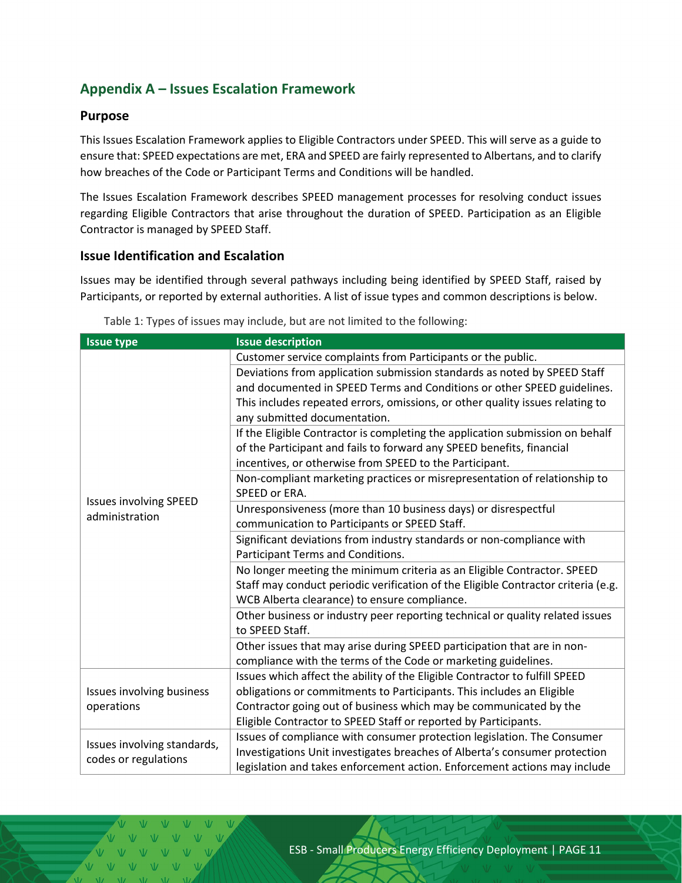## Appendix A – Issues Escalation Framework

### Purpose

This Issues Escalation Framework applies to Eligible Contractors under SPEED. This will serve as a guide to ensure that: SPEED expectations are met, ERA and SPEED are fairly represented to Albertans, and to clarify how breaches of the Code or Participant Terms and Conditions will be handled.

The Issues Escalation Framework describes SPEED management processes for resolving conduct issues regarding Eligible Contractors that arise throughout the duration of SPEED. Participation as an Eligible Contractor is managed by SPEED Staff.

### Issue Identification and Escalation

Issues may be identified through several pathways including being identified by SPEED Staff, raised by Participants, or reported by external authorities. A list of issue types and common descriptions is below.

Table 1: Types of issues may include, but are not limited to the following:

| Issue type | Issue description |
| --- | --- |
| Issues involving SPEED administration | Customer service complaints from Participants or the public. |
| | Deviations from application submission standards as noted by SPEED Staff and documented in SPEED Terms and Conditions or other SPEED guidelines. This includes repeated errors, omissions, or other quality issues relating to any submitted documentation. |
| | If the Eligible Contractor is completing the application submission on behalf of the Participant and fails to forward any SPEED benefits, financial incentives, or otherwise from SPEED to the Participant. |
| | Non-compliant marketing practices or misrepresentation of relationship to SPEED or ERA. |
| | Unresponsiveness (more than 10 business days) or disrespectful communication to Participants or SPEED Staff. |
| | Significant deviations from industry standards or non-compliance with Participant Terms and Conditions. |
| | No longer meeting the minimum criteria as an Eligible Contractor. SPEED Staff may conduct periodic verification of the Eligible Contractor criteria (e.g. WCB Alberta clearance) to ensure compliance. |
| | Other business or industry peer reporting technical or quality related issues to SPEED Staff. |
| | Other issues that may arise during SPEED participation that are in non-compliance with the terms of the Code or marketing guidelines. |
| Issues involving business operations | Issues which affect the ability of the Eligible Contractor to fulfill SPEED obligations or commitments to Participants. This includes an Eligible Contractor going out of business which may be communicated by the Eligible Contractor to SPEED Staff or reported by Participants. |
| Issues involving standards, codes or regulations | Issues of compliance with consumer protection legislation. The Consumer Investigations Unit investigates breaches of Alberta's consumer protection legislation and takes enforcement action. Enforcement actions may include |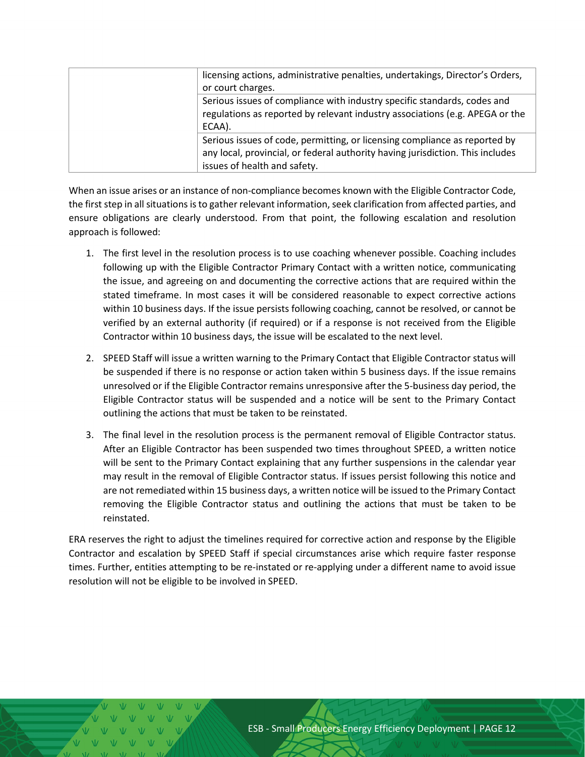| | |
|---|---|
| | licensing actions, administrative penalties, undertakings, Director's Orders, or court charges. |
| | Serious issues of compliance with industry specific standards, codes and regulations as reported by relevant industry associations (e.g. APEGA or the ECAA). |
| | Serious issues of code, permitting, or licensing compliance as reported by any local, provincial, or federal authority having jurisdiction. This includes issues of health and safety. |

When an issue arises or an instance of non-compliance becomes known with the Eligible Contractor Code, the first step in all situations is to gather relevant information, seek clarification from affected parties, and ensure obligations are clearly understood. From that point, the following escalation and resolution approach is followed:

1. The first level in the resolution process is to use coaching whenever possible. Coaching includes following up with the Eligible Contractor Primary Contact with a written notice, communicating the issue, and agreeing on and documenting the corrective actions that are required within the stated timeframe. In most cases it will be considered reasonable to expect corrective actions within 10 business days. If the issue persists following coaching, cannot be resolved, or cannot be verified by an external authority (if required) or if a response is not received from the Eligible Contractor within 10 business days, the issue will be escalated to the next level.

2. SPEED Staff will issue a written warning to the Primary Contact that Eligible Contractor status will be suspended if there is no response or action taken within 5 business days. If the issue remains unresolved or if the Eligible Contractor remains unresponsive after the 5-business day period, the Eligible Contractor status will be suspended and a notice will be sent to the Primary Contact outlining the actions that must be taken to be reinstated.

3. The final level in the resolution process is the permanent removal of Eligible Contractor status. After an Eligible Contractor has been suspended two times throughout SPEED, a written notice will be sent to the Primary Contact explaining that any further suspensions in the calendar year may result in the removal of Eligible Contractor status. If issues persist following this notice and are not remediated within 15 business days, a written notice will be issued to the Primary Contact removing the Eligible Contractor status and outlining the actions that must be taken to be reinstated.

ERA reserves the right to adjust the timelines required for corrective action and response by the Eligible Contractor and escalation by SPEED Staff if special circumstances arise which require faster response times. Further, entities attempting to be re-instated or re-applying under a different name to avoid issue resolution will not be eligible to be involved in SPEED.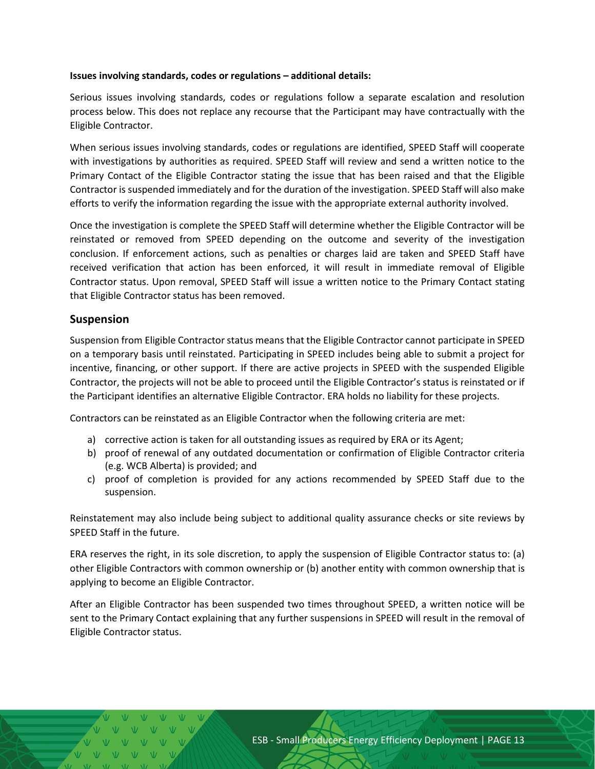**Issues involving standards, codes or regulations – additional details:**

Serious issues involving standards, codes or regulations follow a separate escalation and resolution process below. This does not replace any recourse that the Participant may have contractually with the Eligible Contractor.

When serious issues involving standards, codes or regulations are identified, SPEED Staff will cooperate with investigations by authorities as required. SPEED Staff will review and send a written notice to the Primary Contact of the Eligible Contractor stating the issue that has been raised and that the Eligible Contractor is suspended immediately and for the duration of the investigation. SPEED Staff will also make efforts to verify the information regarding the issue with the appropriate external authority involved.

Once the investigation is complete the SPEED Staff will determine whether the Eligible Contractor will be reinstated or removed from SPEED depending on the outcome and severity of the investigation conclusion. If enforcement actions, such as penalties or charges laid are taken and SPEED Staff have received verification that action has been enforced, it will result in immediate removal of Eligible Contractor status. Upon removal, SPEED Staff will issue a written notice to the Primary Contact stating that Eligible Contractor status has been removed.

## Suspension

Suspension from Eligible Contractor status means that the Eligible Contractor cannot participate in SPEED on a temporary basis until reinstated. Participating in SPEED includes being able to submit a project for incentive, financing, or other support. If there are active projects in SPEED with the suspended Eligible Contractor, the projects will not be able to proceed until the Eligible Contractor's status is reinstated or if the Participant identifies an alternative Eligible Contractor. ERA holds no liability for these projects.

Contractors can be reinstated as an Eligible Contractor when the following criteria are met:

a) corrective action is taken for all outstanding issues as required by ERA or its Agent;
b) proof of renewal of any outdated documentation or confirmation of Eligible Contractor criteria (e.g. WCB Alberta) is provided; and
c) proof of completion is provided for any actions recommended by SPEED Staff due to the suspension.

Reinstatement may also include being subject to additional quality assurance checks or site reviews by SPEED Staff in the future.

ERA reserves the right, in its sole discretion, to apply the suspension of Eligible Contractor status to: (a) other Eligible Contractors with common ownership or (b) another entity with common ownership that is applying to become an Eligible Contractor.

After an Eligible Contractor has been suspended two times throughout SPEED, a written notice will be sent to the Primary Contact explaining that any further suspensions in SPEED will result in the removal of Eligible Contractor status.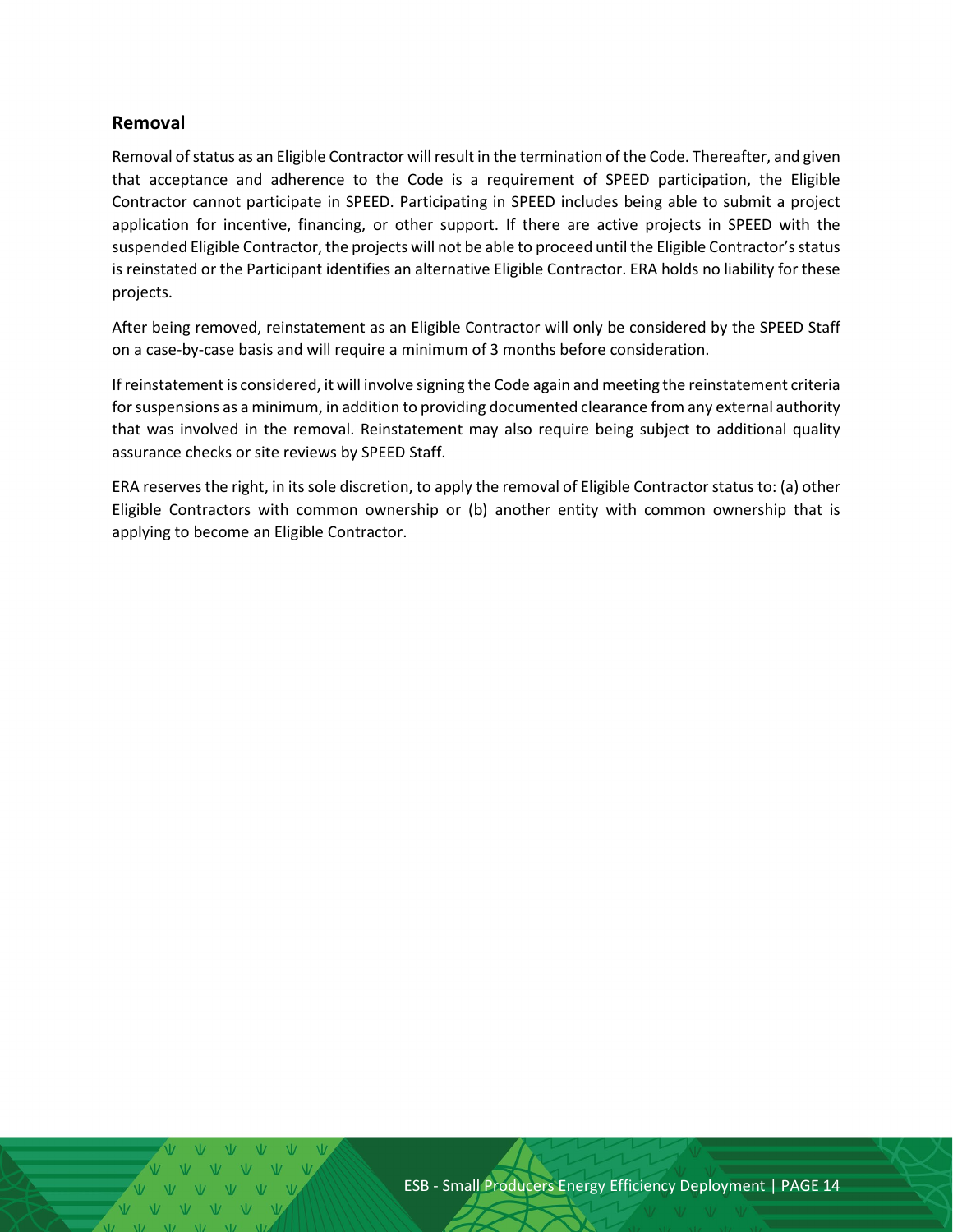### Removal

Removal of status as an Eligible Contractor will result in the termination of the Code. Thereafter, and given that acceptance and adherence to the Code is a requirement of SPEED participation, the Eligible Contractor cannot participate in SPEED. Participating in SPEED includes being able to submit a project application for incentive, financing, or other support. If there are active projects in SPEED with the suspended Eligible Contractor, the projects will not be able to proceed until the Eligible Contractor's status is reinstated or the Participant identifies an alternative Eligible Contractor. ERA holds no liability for these projects.

After being removed, reinstatement as an Eligible Contractor will only be considered by the SPEED Staff on a case-by-case basis and will require a minimum of 3 months before consideration.

If reinstatement is considered, it will involve signing the Code again and meeting the reinstatement criteria for suspensions as a minimum, in addition to providing documented clearance from any external authority that was involved in the removal. Reinstatement may also require being subject to additional quality assurance checks or site reviews by SPEED Staff.

ERA reserves the right, in its sole discretion, to apply the removal of Eligible Contractor status to: (a) other Eligible Contractors with common ownership or (b) another entity with common ownership that is applying to become an Eligible Contractor.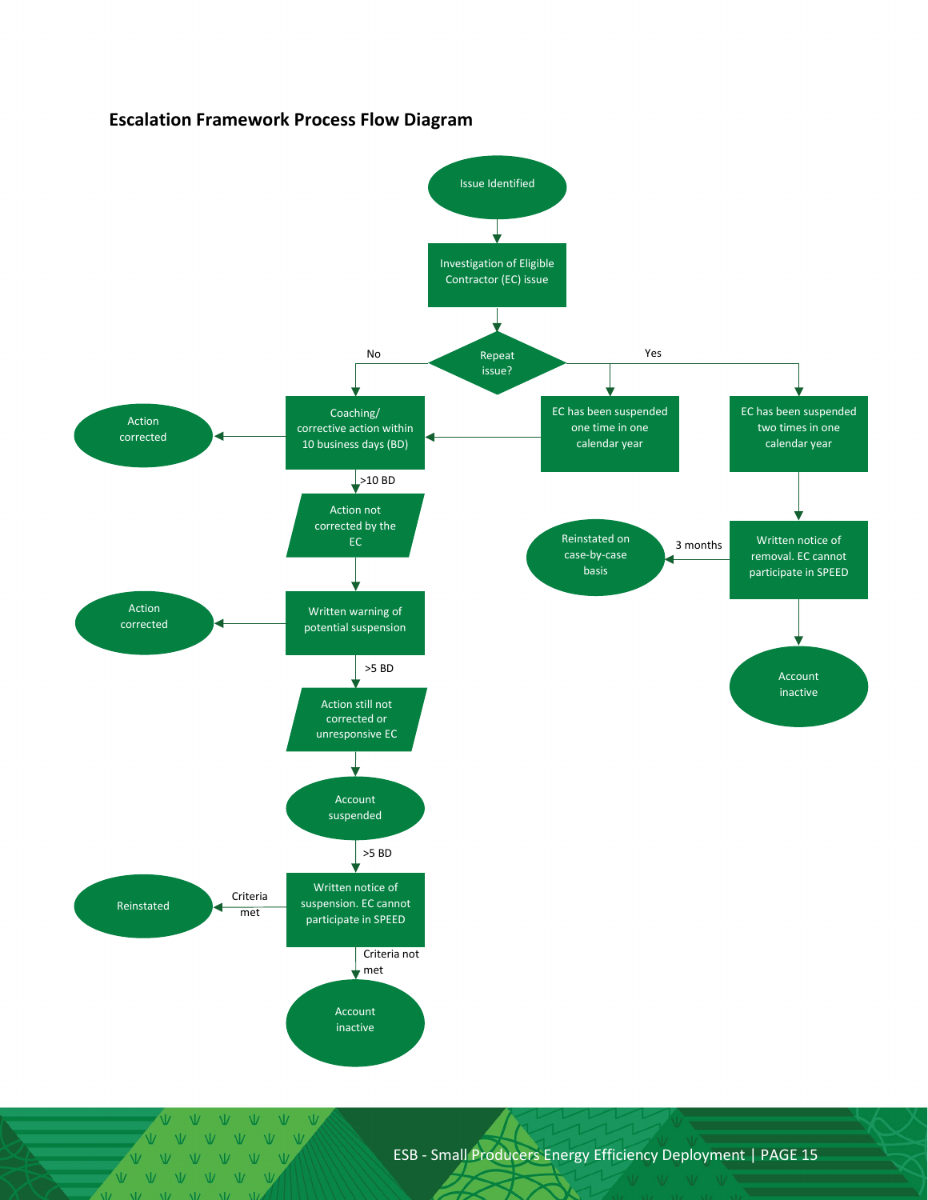## Escalation Framework Process Flow Diagram

Issue Identified

Investigation of Eligible Contractor (EC) issue

Repeat issue?

No

Yes

Coaching/ corrective action within 10 business days (BD)

EC has been suspended one time in one calendar year

EC has been suspended two times in one calendar year

Action corrected

>10 BD

Action not corrected by the EC

Written warning of potential suspension

Action corrected

>5 BD

Action still not corrected or unresponsive EC

Account suspended

>5 BD

Written notice of suspension. EC cannot participate in SPEED

Criteria met

Reinstated

Criteria not met

Account inactive

Written notice of removal. EC cannot participate in SPEED

3 months

Reinstated on case-by-case basis

Account inactive